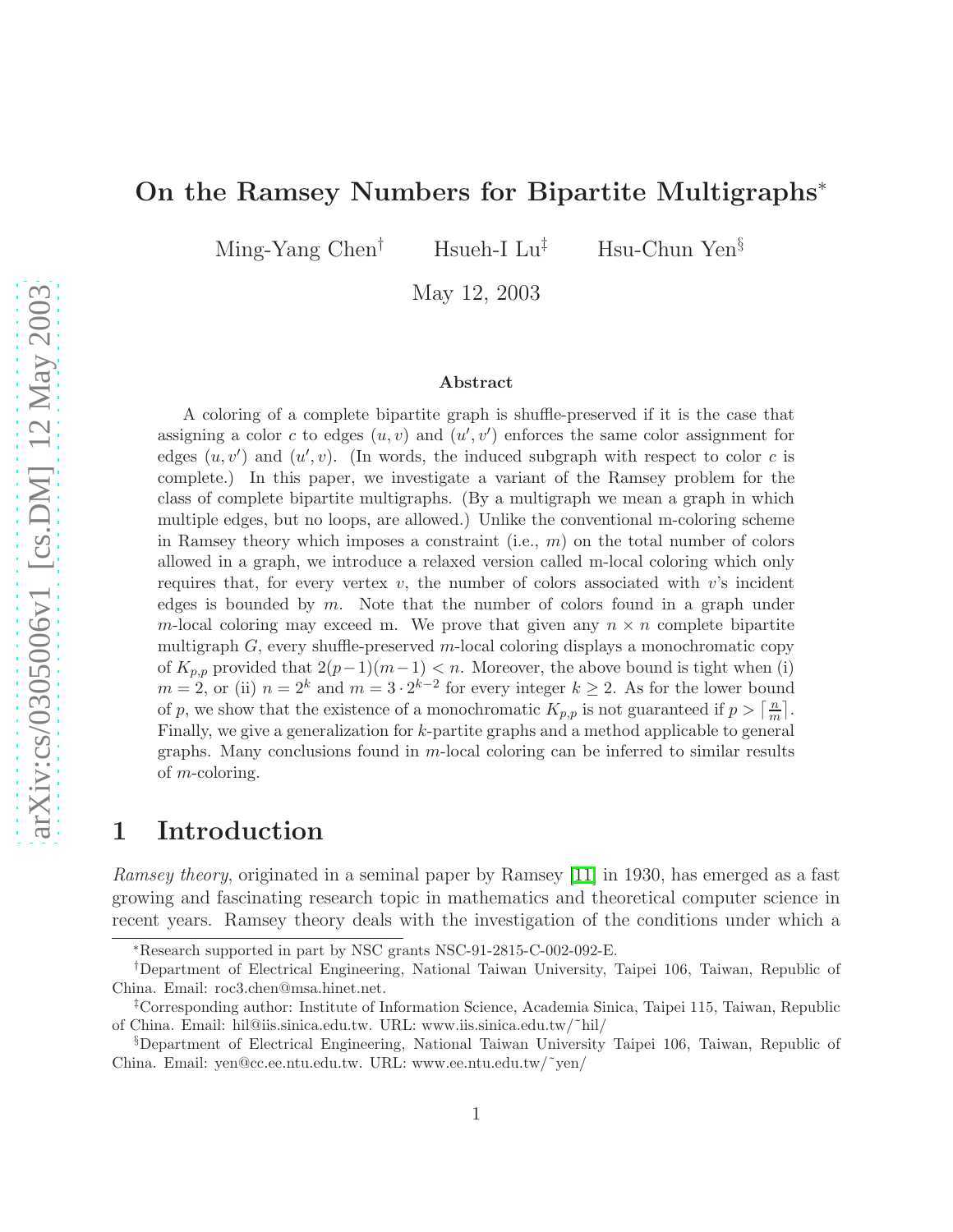# On the Ramsey Numbers for Bipartite Multigraphs*

Ming-Yang Chen[†] Hsueh-I Lu[‡] Hsu-Chun Yen[§]

May 12, 2003

### Abstract

A coloring of a complete bipartite graph is shuffle-preserved if it is the case that assigning a color $c$ to edges $(u, v)$ and $(u', v')$ enforces the same color assignment for edges $(u, v')$ and $(u', v)$. (In words, the induced subgraph with respect to color $c$ is complete.) In this paper, we investigate a variant of the Ramsey problem for the class of complete bipartite multigraphs. (By a multigraph we mean a graph in which multiple edges, but no loops, are allowed.) Unlike the conventional m-coloring scheme in Ramsey theory which imposes a constraint (i.e., $m$) on the total number of colors allowed in a graph, we introduce a relaxed version called m-local coloring which only requires that, for every vertex $v$, the number of colors associated with $v$'s incident edges is bounded by $m$. Note that the number of colors found in a graph under $m$-local coloring may exceed m. We prove that given any $n \times n$ complete bipartite multigraph $G$, every shuffle-preserved $m$-local coloring displays a monochromatic copy of $K_{p,p}$ provided that $2(p-1)(m-1) < n$. Moreover, the above bound is tight when (i) $m = 2$, or (ii) $n = 2^k$ and $m = 3 \cdot 2^{k-2}$ for every integer $k \geq 2$. As for the lower bound of $p$, we show that the existence of a monochromatic $K_{p,p}$ is not guaranteed if $p > \lceil \frac{n}{m} \rceil$. Finally, we give a generalization for $k$-partite graphs and a method applicable to general graphs. Many conclusions found in $m$-local coloring can be inferred to similar results of $m$-coloring.

# 1 Introduction

*Ramsey theory*, originated in a seminal paper by Ramsey [11] in 1930, has emerged as a fast growing and fascinating research topic in mathematics and theoretical computer science in recent years. Ramsey theory deals with the investigation of the conditions under which a

---

*Research supported in part by NSC grants NSC-91-2815-C-002-092-E.

†Department of Electrical Engineering, National Taiwan University, Taipei 106, Taiwan, Republic of China. Email: roc3.chen@msa.hinet.net.

‡Corresponding author: Institute of Information Science, Academia Sinica, Taipei 115, Taiwan, Republic of China. Email: hil@iis.sinica.edu.tw. URL: www.iis.sinica.edu.tw/~hil/

§Department of Electrical Engineering, National Taiwan University Taipei 106, Taiwan, Republic of China. Email: yen@cc.ee.ntu.edu.tw. URL: www.ee.ntu.edu.tw/~yen/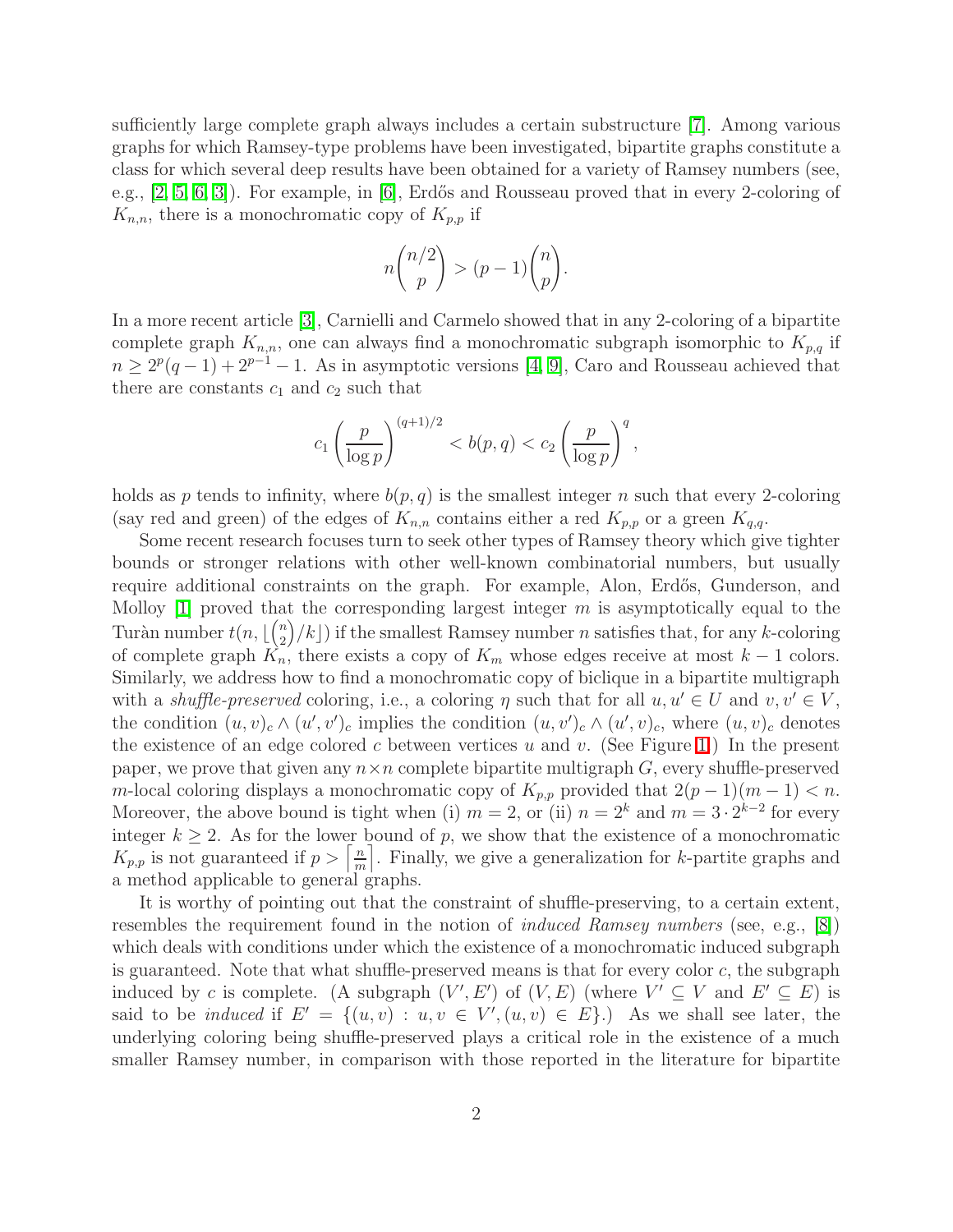sufficiently large complete graph always includes a certain substructure [7]. Among various graphs for which Ramsey-type problems have been investigated, bipartite graphs constitute a class for which several deep results have been obtained for a variety of Ramsey numbers (see, e.g., [2, 5, 6, 3]). For example, in [6], Erdős and Rousseau proved that in every 2-coloring of $K_{n,n}$, there is a monochromatic copy of $K_{p,p}$ if

$$n\binom{n/2}{p} > (p-1)\binom{n}{p}.$$

In a more recent article [3], Carnielli and Carmelo showed that in any 2-coloring of a bipartite complete graph $K_{n,n}$, one can always find a monochromatic subgraph isomorphic to $K_{p,q}$ if $n \geq 2^p(q-1) + 2^{p-1} - 1$. As in asymptotic versions [4, 9], Caro and Rousseau achieved that there are constants $c_1$ and $c_2$ such that

$$c_1\left(\frac{p}{\log p}\right)^{(q+1)/2} < b(p,q) < c_2\left(\frac{p}{\log p}\right)^{q},$$

holds as $p$ tends to infinity, where $b(p,q)$ is the smallest integer $n$ such that every 2-coloring (say red and green) of the edges of $K_{n,n}$ contains either a red $K_{p,p}$ or a green $K_{q,q}$.

Some recent research focuses turn to seek other types of Ramsey theory which give tighter bounds or stronger relations with other well-known combinatorial numbers, but usually require additional constraints on the graph. For example, Alon, Erdős, Gunderson, and Molloy [1] proved that the corresponding largest integer $m$ is asymptotically equal to the Turàn number $t(n, \lfloor\binom{n}{2}/k\rfloor)$ if the smallest Ramsey number $n$ satisfies that, for any $k$-coloring of complete graph $K_n$, there exists a copy of $K_m$ whose edges receive at most $k-1$ colors. Similarly, we address how to find a monochromatic copy of biclique in a bipartite multigraph with a *shuffle-preserved* coloring, i.e., a coloring $\eta$ such that for all $u, u' \in U$ and $v, v' \in V$, the condition $(u,v)_c \wedge (u',v')_c$ implies the condition $(u,v')_c \wedge (u',v)_c$, where $(u,v)_c$ denotes the existence of an edge colored $c$ between vertices $u$ and $v$. (See Figure 1.) In the present paper, we prove that given any $n\times n$ complete bipartite multigraph $G$, every shuffle-preserved $m$-local coloring displays a monochromatic copy of $K_{p,p}$ provided that $2(p-1)(m-1) < n$. Moreover, the above bound is tight when (i) $m = 2$, or (ii) $n = 2^k$ and $m = 3\cdot 2^{k-2}$ for every integer $k \geq 2$. As for the lower bound of $p$, we show that the existence of a monochromatic $K_{p,p}$ is not guaranteed if $p > \left\lceil\frac{n}{m}\right\rceil$. Finally, we give a generalization for $k$-partite graphs and a method applicable to general graphs.

It is worthy of pointing out that the constraint of shuffle-preserving, to a certain extent, resembles the requirement found in the notion of *induced Ramsey numbers* (see, e.g., [8]) which deals with conditions under which the existence of a monochromatic induced subgraph is guaranteed. Note that what shuffle-preserved means is that for every color $c$, the subgraph induced by $c$ is complete. (A subgraph $(V',E')$ of $(V,E)$ (where $V' \subseteq V$ and $E' \subseteq E$) is said to be *induced* if $E' = \{(u,v) : u,v \in V', (u,v) \in E\}$.) As we shall see later, the underlying coloring being shuffle-preserved plays a critical role in the existence of a much smaller Ramsey number, in comparison with those reported in the literature for bipartite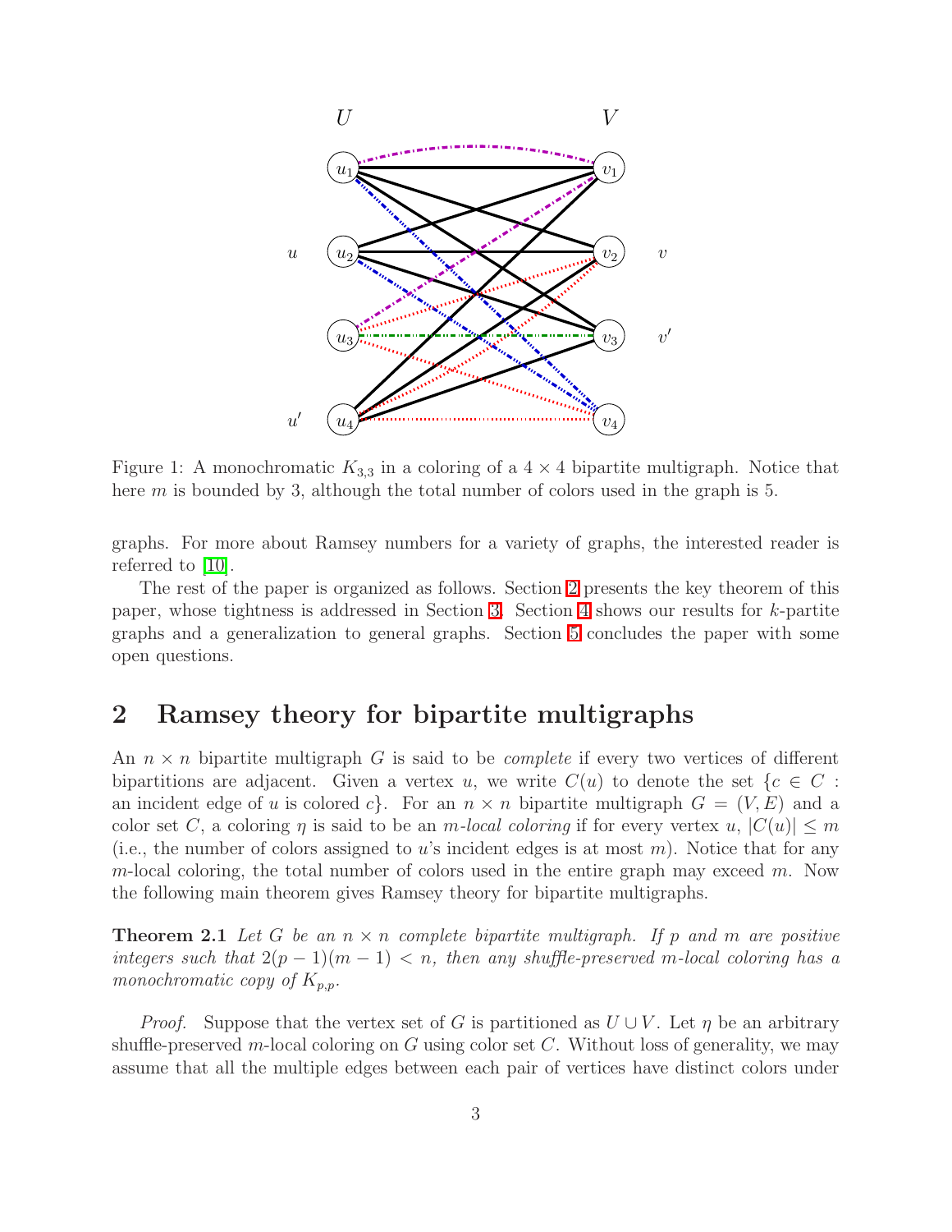Figure 1: A monochromatic $K_{3,3}$ in a coloring of a $4 \times 4$ bipartite multigraph. Notice that here $m$ is bounded by 3, although the total number of colors used in the graph is 5.

graphs. For more about Ramsey numbers for a variety of graphs, the interested reader is referred to [10].

The rest of the paper is organized as follows. Section 2 presents the key theorem of this paper, whose tightness is addressed in Section 3. Section 4 shows our results for $k$-partite graphs and a generalization to general graphs. Section 5 concludes the paper with some open questions.

## 2 Ramsey theory for bipartite multigraphs

An $n \times n$ bipartite multigraph $G$ is said to be *complete* if every two vertices of different bipartitions are adjacent. Given a vertex $u$, we write $C(u)$ to denote the set $\{c \in C :$ an incident edge of $u$ is colored $c\}$. For an $n \times n$ bipartite multigraph $G = (V, E)$ and a color set $C$, a coloring $\eta$ is said to be an *$m$-local coloring* if for every vertex $u$, $|C(u)| \leq m$ (i.e., the number of colors assigned to $u$'s incident edges is at most $m$). Notice that for any $m$-local coloring, the total number of colors used in the entire graph may exceed $m$. Now the following main theorem gives Ramsey theory for bipartite multigraphs.

**Theorem 2.1** *Let $G$ be an $n \times n$ complete bipartite multigraph. If $p$ and $m$ are positive integers such that $2(p-1)(m-1) < n$, then any shuffle-preserved $m$-local coloring has a monochromatic copy of $K_{p,p}$.*

*Proof.* Suppose that the vertex set of $G$ is partitioned as $U \cup V$. Let $\eta$ be an arbitrary shuffle-preserved $m$-local coloring on $G$ using color set $C$. Without loss of generality, we may assume that all the multiple edges between each pair of vertices have distinct colors under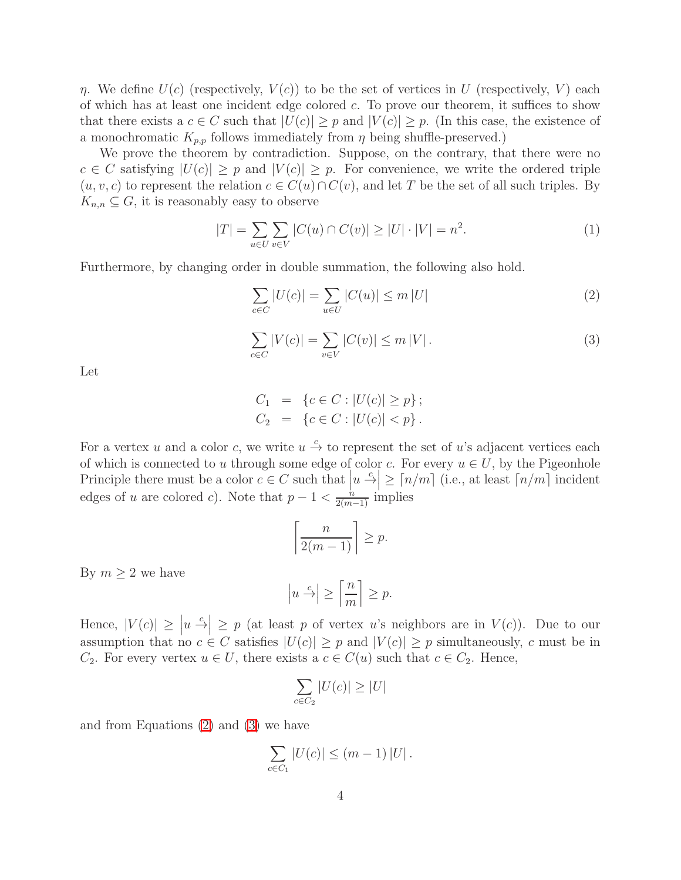$\eta$. We define $U(c)$ (respectively, $V(c)$) to be the set of vertices in $U$ (respectively, $V$) each of which has at least one incident edge colored $c$. To prove our theorem, it suffices to show that there exists a $c \in C$ such that $|U(c)| \geq p$ and $|V(c)| \geq p$. (In this case, the existence of a monochromatic $K_{p,p}$ follows immediately from $\eta$ being shuffle-preserved.)

We prove the theorem by contradiction. Suppose, on the contrary, that there were no $c \in C$ satisfying $|U(c)| \geq p$ and $|V(c)| \geq p$. For convenience, we write the ordered triple $(u, v, c)$ to represent the relation $c \in C(u) \cap C(v)$, and let $T$ be the set of all such triples. By $K_{n,n} \subseteq G$, it is reasonably easy to observe

$$|T| = \sum_{u \in U} \sum_{v \in V} |C(u) \cap C(v)| \geq |U| \cdot |V| = n^2. \tag{1}$$

Furthermore, by changing order in double summation, the following also hold.

$$\sum_{c \in C} |U(c)| = \sum_{u \in U} |C(u)| \leq m\,|U| \tag{2}$$

$$\sum_{c \in C} |V(c)| = \sum_{v \in V} |C(v)| \leq m\,|V|. \tag{3}$$

Let

$$\begin{aligned}
C_1 &= \{c \in C : |U(c)| \geq p\}; \\
C_2 &= \{c \in C : |U(c)| < p\}.
\end{aligned}$$

For a vertex $u$ and a color $c$, we write $u \xrightarrow{c}$ to represent the set of $u$'s adjacent vertices each of which is connected to $u$ through some edge of color $c$. For every $u \in U$, by the Pigeonhole Principle there must be a color $c \in C$ such that $\left|u \xrightarrow{c}\right| \geq \lceil n/m \rceil$ (i.e., at least $\lceil n/m \rceil$ incident edges of $u$ are colored $c$). Note that $p - 1 < \frac{n}{2(m-1)}$ implies

$$\left\lceil \frac{n}{2(m-1)} \right\rceil \geq p.$$

By $m \geq 2$ we have

$$\left|u \xrightarrow{c}\right| \geq \left\lceil \frac{n}{m} \right\rceil \geq p.$$

Hence, $|V(c)| \geq \left|u \xrightarrow{c}\right| \geq p$ (at least $p$ of vertex $u$'s neighbors are in $V(c)$). Due to our assumption that no $c \in C$ satisfies $|U(c)| \geq p$ and $|V(c)| \geq p$ simultaneously, $c$ must be in $C_2$. For every vertex $u \in U$, there exists a $c \in C(u)$ such that $c \in C_2$. Hence,

$$\sum_{c \in C_2} |U(c)| \geq |U|$$

and from Equations (2) and (3) we have

$$\sum_{c \in C_1} |U(c)| \leq (m-1)\,|U|.$$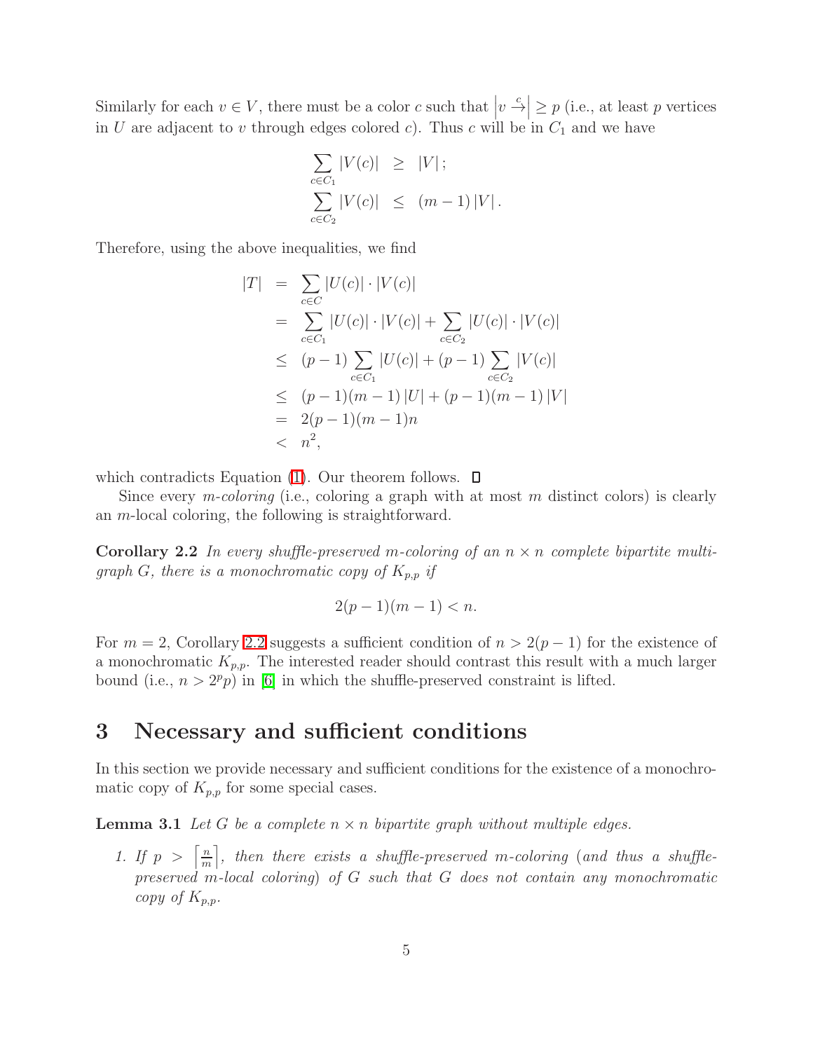Similarly for each $v \in V$, there must be a color $c$ such that $\left| v \xrightarrow{c} \right| \geq p$ (i.e., at least $p$ vertices in $U$ are adjacent to $v$ through edges colored $c$). Thus $c$ will be in $C_1$ and we have

$$
\begin{aligned}
\sum_{c \in C_1} |V(c)| &\geq |V|; \\
\sum_{c \in C_2} |V(c)| &\leq (m-1)\,|V|.
\end{aligned}
$$

Therefore, using the above inequalities, we find

$$
\begin{aligned}
|T| &= \sum_{c \in C} |U(c)| \cdot |V(c)| \\
&= \sum_{c \in C_1} |U(c)| \cdot |V(c)| + \sum_{c \in C_2} |U(c)| \cdot |V(c)| \\
&\leq (p-1) \sum_{c \in C_1} |U(c)| + (p-1) \sum_{c \in C_2} |V(c)| \\
&\leq (p-1)(m-1)\,|U| + (p-1)(m-1)\,|V| \\
&= 2(p-1)(m-1)n \\
&< n^2,
\end{aligned}
$$

which contradicts Equation (1). Our theorem follows. □

Since every *m-coloring* (i.e., coloring a graph with at most $m$ distinct colors) is clearly an $m$-local coloring, the following is straightforward.

**Corollary 2.2** *In every shuffle-preserved $m$-coloring of an $n \times n$ complete bipartite multigraph $G$, there is a monochromatic copy of $K_{p,p}$ if*

$$2(p-1)(m-1) < n.$$

For $m = 2$, Corollary 2.2 suggests a sufficient condition of $n > 2(p-1)$ for the existence of a monochromatic $K_{p,p}$. The interested reader should contrast this result with a much larger bound (i.e., $n > 2^p p$) in [6] in which the shuffle-preserved constraint is lifted.

# 3 Necessary and sufficient conditions

In this section we provide necessary and sufficient conditions for the existence of a monochromatic copy of $K_{p,p}$ for some special cases.

**Lemma 3.1** *Let $G$ be a complete $n \times n$ bipartite graph without multiple edges.*

1. *If $p > \left\lceil \frac{n}{m} \right\rceil$, then there exists a shuffle-preserved $m$-coloring (and thus a shuffle-preserved $m$-local coloring) of $G$ such that $G$ does not contain any monochromatic copy of $K_{p,p}$.*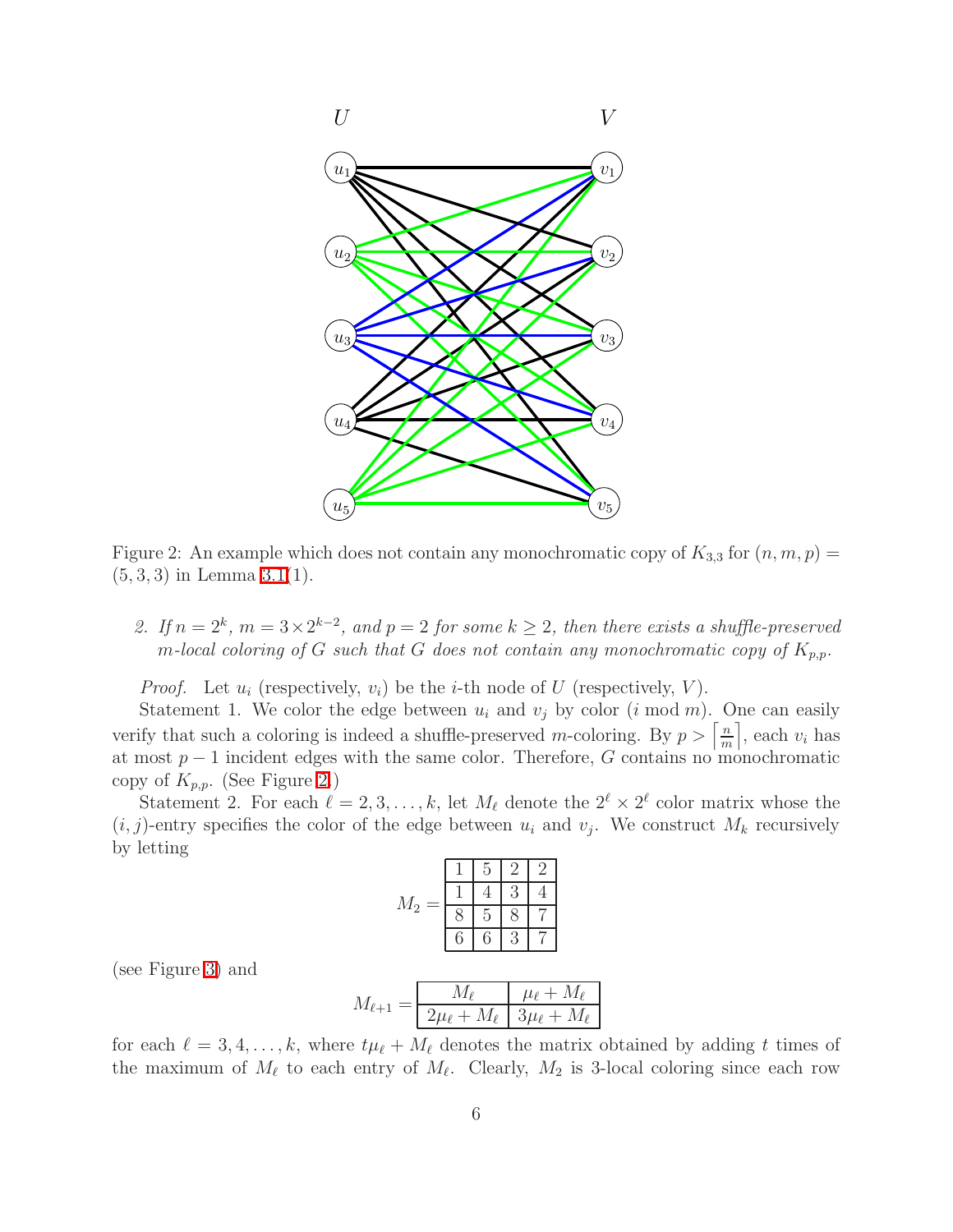Figure 2: An example which does not contain any monochromatic copy of $K_{3,3}$ for $(n, m, p) = (5, 3, 3)$ in Lemma 3.1(1).

2. *If $n = 2^k$, $m = 3 \times 2^{k-2}$, and $p = 2$ for some $k \geq 2$, then there exists a shuffle-preserved $m$-local coloring of $G$ such that $G$ does not contain any monochromatic copy of $K_{p,p}$.*

*Proof.* Let $u_i$ (respectively, $v_i$) be the $i$-th node of $U$ (respectively, $V$).

Statement 1. We color the edge between $u_i$ and $v_j$ by color ($i \bmod m$). One can easily verify that such a coloring is indeed a shuffle-preserved $m$-coloring. By $p > \left\lceil \frac{n}{m} \right\rceil$, each $v_i$ has at most $p - 1$ incident edges with the same color. Therefore, $G$ contains no monochromatic copy of $K_{p,p}$. (See Figure 2.)

Statement 2. For each $\ell = 2, 3, \ldots, k$, let $M_\ell$ denote the $2^\ell \times 2^\ell$ color matrix whose the $(i, j)$-entry specifies the color of the edge between $u_i$ and $v_j$. We construct $M_k$ recursively by letting

$$M_2 = \begin{array}{|c|c|c|c|} \hline 1 & 5 & 2 & 2 \\ \hline 1 & 4 & 3 & 4 \\ \hline 8 & 5 & 8 & 7 \\ \hline 6 & 6 & 3 & 7 \\ \hline \end{array}$$

(see Figure 3) and

$$M_{\ell+1} = \begin{array}{|c|c|} \hline M_\ell & \mu_\ell + M_\ell \\ \hline 2\mu_\ell + M_\ell & 3\mu_\ell + M_\ell \\ \hline \end{array}$$

for each $\ell = 3, 4, \ldots, k$, where $t\mu_\ell + M_\ell$ denotes the matrix obtained by adding $t$ times of the maximum of $M_\ell$ to each entry of $M_\ell$. Clearly, $M_2$ is 3-local coloring since each row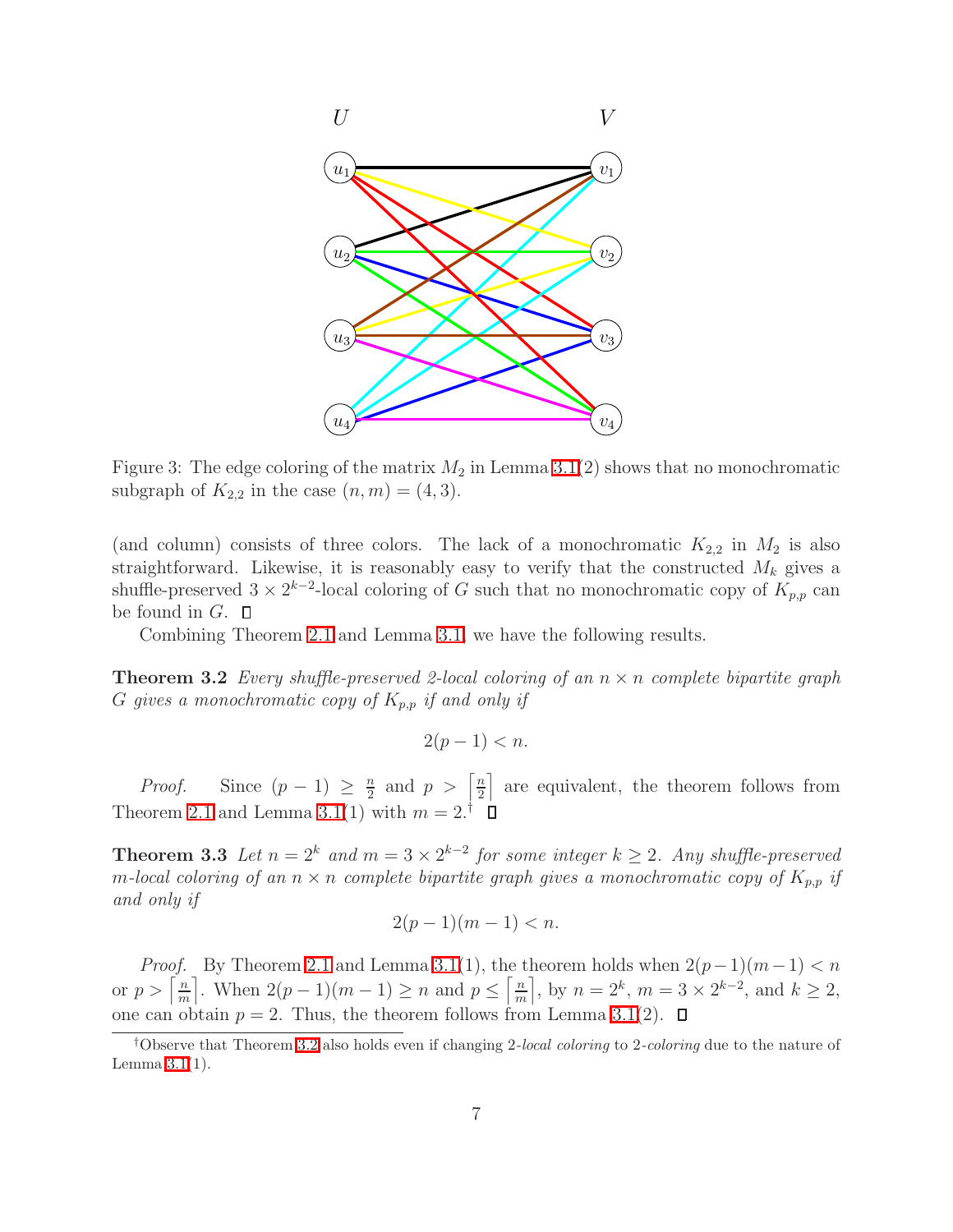Figure 3: The edge coloring of the matrix $M_2$ in Lemma 3.1(2) shows that no monochromatic subgraph of $K_{2,2}$ in the case $(n, m) = (4, 3)$.

(and column) consists of three colors. The lack of a monochromatic $K_{2,2}$ in $M_2$ is also straightforward. Likewise, it is reasonably easy to verify that the constructed $M_k$ gives a shuffle-preserved $3 \times 2^{k-2}$-local coloring of $G$ such that no monochromatic copy of $K_{p,p}$ can be found in $G$. □

Combining Theorem 2.1 and Lemma 3.1, we have the following results.

**Theorem 3.2** *Every shuffle-preserved 2-local coloring of an $n \times n$ complete bipartite graph $G$ gives a monochromatic copy of $K_{p,p}$ if and only if*

$$2(p-1) < n.$$

*Proof.* Since $(p-1) \geq \frac{n}{2}$ and $p > \left\lceil \frac{n}{2} \right\rceil$ are equivalent, the theorem follows from Theorem 2.1 and Lemma 3.1(1) with $m = 2$.[†] □

**Theorem 3.3** *Let $n = 2^k$ and $m = 3 \times 2^{k-2}$ for some integer $k \geq 2$. Any shuffle-preserved $m$-local coloring of an $n \times n$ complete bipartite graph gives a monochromatic copy of $K_{p,p}$ if and only if*

$$2(p-1)(m-1) < n.$$

*Proof.* By Theorem 2.1 and Lemma 3.1(1), the theorem holds when $2(p-1)(m-1) < n$ or $p > \left\lceil \frac{n}{m} \right\rceil$. When $2(p-1)(m-1) \geq n$ and $p \leq \left\lceil \frac{n}{m} \right\rceil$, by $n = 2^k$, $m = 3 \times 2^{k-2}$, and $k \geq 2$, one can obtain $p = 2$. Thus, the theorem follows from Lemma 3.1(2). □

[†] Observe that Theorem 3.2 also holds even if changing 2-*local coloring* to 2-*coloring* due to the nature of Lemma 3.1(1).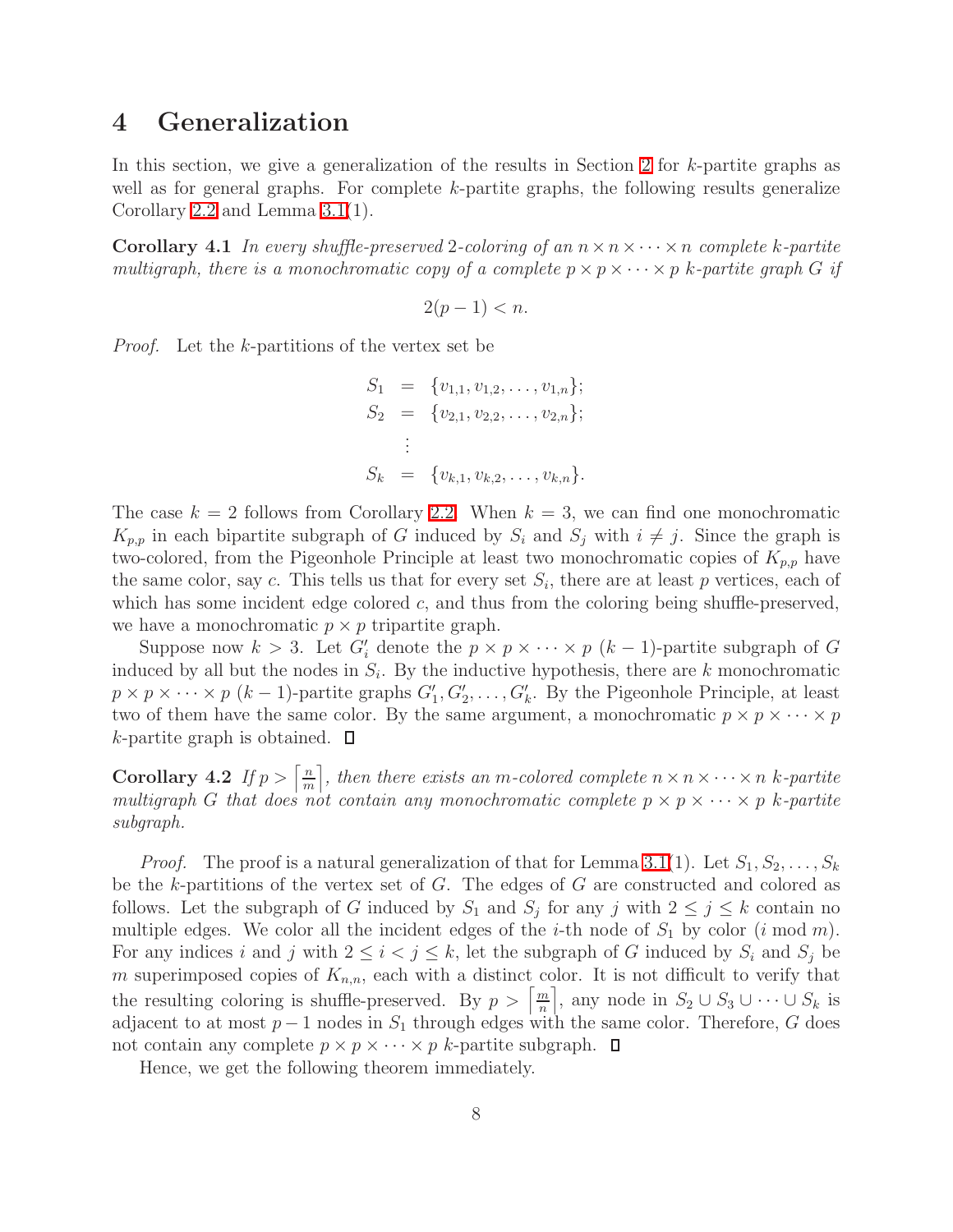# 4 Generalization

In this section, we give a generalization of the results in Section 2 for $k$-partite graphs as well as for general graphs. For complete $k$-partite graphs, the following results generalize Corollary 2.2 and Lemma 3.1(1).

**Corollary 4.1** *In every shuffle-preserved 2-coloring of an $n \times n \times \cdots \times n$ complete $k$-partite multigraph, there is a monochromatic copy of a complete $p \times p \times \cdots \times p$ $k$-partite graph $G$ if*

$$2(p-1) < n.$$

*Proof.* Let the $k$-partitions of the vertex set be

$$\begin{aligned} S_1 &= \{v_{1,1}, v_{1,2}, \ldots, v_{1,n}\}; \\ S_2 &= \{v_{2,1}, v_{2,2}, \ldots, v_{2,n}\}; \\ &\vdots \\ S_k &= \{v_{k,1}, v_{k,2}, \ldots, v_{k,n}\}. \end{aligned}$$

The case $k = 2$ follows from Corollary 2.2. When $k = 3$, we can find one monochromatic $K_{p,p}$ in each bipartite subgraph of $G$ induced by $S_i$ and $S_j$ with $i \neq j$. Since the graph is two-colored, from the Pigeonhole Principle at least two monochromatic copies of $K_{p,p}$ have the same color, say $c$. This tells us that for every set $S_i$, there are at least $p$ vertices, each of which has some incident edge colored $c$, and thus from the coloring being shuffle-preserved, we have a monochromatic $p \times p$ tripartite graph.

Suppose now $k > 3$. Let $G'_i$ denote the $p \times p \times \cdots \times p$ $(k-1)$-partite subgraph of $G$ induced by all but the nodes in $S_i$. By the inductive hypothesis, there are $k$ monochromatic $p \times p \times \cdots \times p$ $(k-1)$-partite graphs $G'_1, G'_2, \ldots, G'_k$. By the Pigeonhole Principle, at least two of them have the same color. By the same argument, a monochromatic $p \times p \times \cdots \times p$ $k$-partite graph is obtained. □

**Corollary 4.2** *If $p > \left\lceil \frac{n}{m} \right\rceil$, then there exists an $m$-colored complete $n \times n \times \cdots \times n$ $k$-partite multigraph $G$ that does not contain any monochromatic complete $p \times p \times \cdots \times p$ $k$-partite subgraph.*

*Proof.* The proof is a natural generalization of that for Lemma 3.1(1). Let $S_1, S_2, \ldots, S_k$ be the $k$-partitions of the vertex set of $G$. The edges of $G$ are constructed and colored as follows. Let the subgraph of $G$ induced by $S_1$ and $S_j$ for any $j$ with $2 \leq j \leq k$ contain no multiple edges. We color all the incident edges of the $i$-th node of $S_1$ by color ($i$ mod $m$). For any indices $i$ and $j$ with $2 \leq i < j \leq k$, let the subgraph of $G$ induced by $S_i$ and $S_j$ be $m$ superimposed copies of $K_{n,n}$, each with a distinct color. It is not difficult to verify that the resulting coloring is shuffle-preserved. By $p > \left\lceil \frac{m}{n} \right\rceil$, any node in $S_2 \cup S_3 \cup \cdots \cup S_k$ is adjacent to at most $p-1$ nodes in $S_1$ through edges with the same color. Therefore, $G$ does not contain any complete $p \times p \times \cdots \times p$ $k$-partite subgraph. □

Hence, we get the following theorem immediately.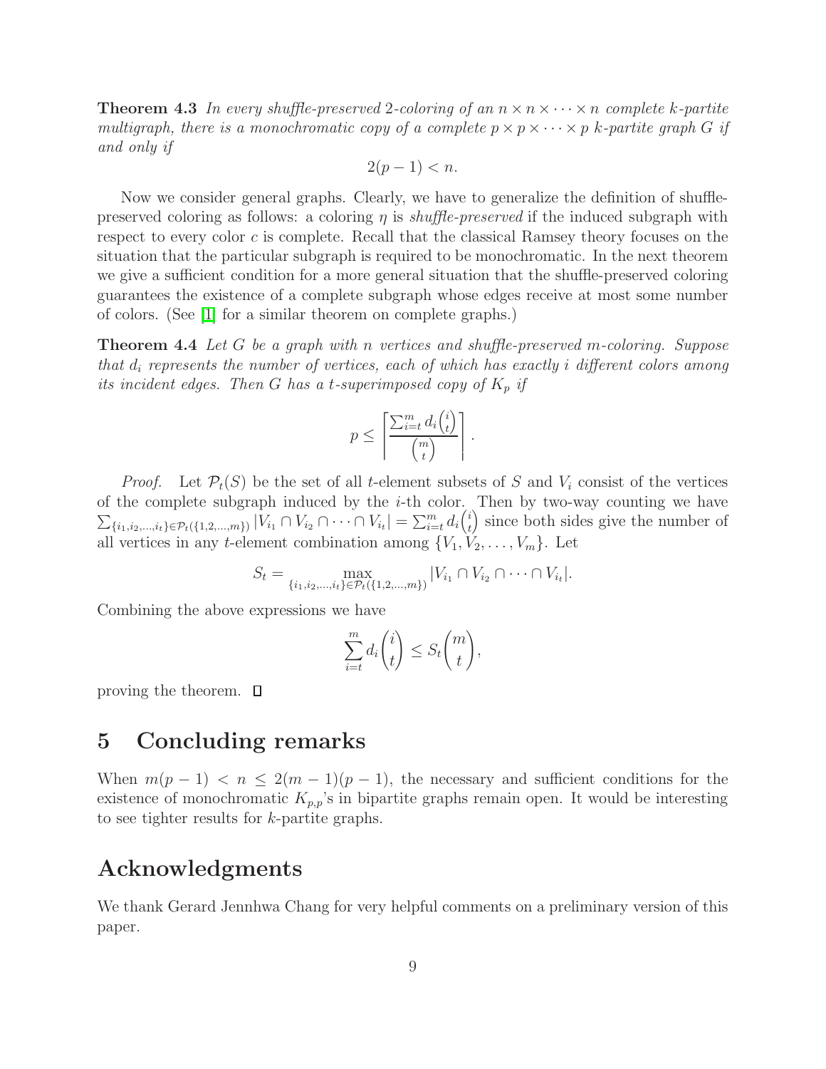**Theorem 4.3** *In every shuffle-preserved 2-coloring of an $n \times n \times \cdots \times n$ complete $k$-partite multigraph, there is a monochromatic copy of a complete $p \times p \times \cdots \times p$ $k$-partite graph $G$ if and only if*

$$2(p-1) < n.$$

Now we consider general graphs. Clearly, we have to generalize the definition of shuffle-preserved coloring as follows: a coloring $\eta$ is *shuffle-preserved* if the induced subgraph with respect to every color $c$ is complete. Recall that the classical Ramsey theory focuses on the situation that the particular subgraph is required to be monochromatic. In the next theorem we give a sufficient condition for a more general situation that the shuffle-preserved coloring guarantees the existence of a complete subgraph whose edges receive at most some number of colors. (See [1] for a similar theorem on complete graphs.)

**Theorem 4.4** *Let $G$ be a graph with $n$ vertices and shuffle-preserved $m$-coloring. Suppose that $d_i$ represents the number of vertices, each of which has exactly $i$ different colors among its incident edges. Then $G$ has a $t$-superimposed copy of $K_p$ if*

$$p \leq \left\lceil \frac{\sum_{i=t}^{m} d_i \binom{i}{t}}{\binom{m}{t}} \right\rceil.$$

*Proof.* Let $\mathcal{P}_t(S)$ be the set of all $t$-element subsets of $S$ and $V_i$ consist of the vertices of the complete subgraph induced by the $i$-th color. Then by two-way counting we have $\sum_{\{i_1,i_2,\ldots,i_t\} \in \mathcal{P}_t(\{1,2,\ldots,m\})} |V_{i_1} \cap V_{i_2} \cap \cdots \cap V_{i_t}| = \sum_{i=t}^{m} d_i \binom{i}{t}$ since both sides give the number of all vertices in any $t$-element combination among $\{V_1, V_2, \ldots, V_m\}$. Let

$$S_t = \max_{\{i_1,i_2,\ldots,i_t\} \in \mathcal{P}_t(\{1,2,\ldots,m\})} |V_{i_1} \cap V_{i_2} \cap \cdots \cap V_{i_t}|.$$

Combining the above expressions we have

$$\sum_{i=t}^{m} d_i \binom{i}{t} \leq S_t \binom{m}{t},$$

proving the theorem. □

## 5 Concluding remarks

When $m(p-1) < n \leq 2(m-1)(p-1)$, the necessary and sufficient conditions for the existence of monochromatic $K_{p,p}$'s in bipartite graphs remain open. It would be interesting to see tighter results for $k$-partite graphs.

## Acknowledgments

We thank Gerard Jennhwa Chang for very helpful comments on a preliminary version of this paper.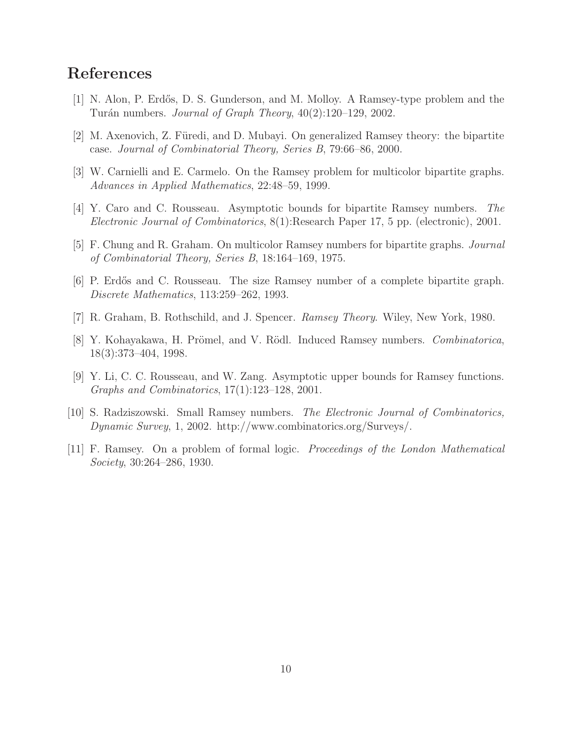## References

[1] N. Alon, P. Erdős, D. S. Gunderson, and M. Molloy. A Ramsey-type problem and the Turán numbers. *Journal of Graph Theory*, 40(2):120–129, 2002.

[2] M. Axenovich, Z. Füredi, and D. Mubayi. On generalized Ramsey theory: the bipartite case. *Journal of Combinatorial Theory, Series B*, 79:66–86, 2000.

[3] W. Carnielli and E. Carmelo. On the Ramsey problem for multicolor bipartite graphs. *Advances in Applied Mathematics*, 22:48–59, 1999.

[4] Y. Caro and C. Rousseau. Asymptotic bounds for bipartite Ramsey numbers. *The Electronic Journal of Combinatorics*, 8(1):Research Paper 17, 5 pp. (electronic), 2001.

[5] F. Chung and R. Graham. On multicolor Ramsey numbers for bipartite graphs. *Journal of Combinatorial Theory, Series B*, 18:164–169, 1975.

[6] P. Erdős and C. Rousseau. The size Ramsey number of a complete bipartite graph. *Discrete Mathematics*, 113:259–262, 1993.

[7] R. Graham, B. Rothschild, and J. Spencer. *Ramsey Theory*. Wiley, New York, 1980.

[8] Y. Kohayakawa, H. Prömel, and V. Rödl. Induced Ramsey numbers. *Combinatorica*, 18(3):373–404, 1998.

[9] Y. Li, C. C. Rousseau, and W. Zang. Asymptotic upper bounds for Ramsey functions. *Graphs and Combinatorics*, 17(1):123–128, 2001.

[10] S. Radziszowski. Small Ramsey numbers. *The Electronic Journal of Combinatorics, Dynamic Survey*, 1, 2002. http://www.combinatorics.org/Surveys/.

[11] F. Ramsey. On a problem of formal logic. *Proceedings of the London Mathematical Society*, 30:264–286, 1930.